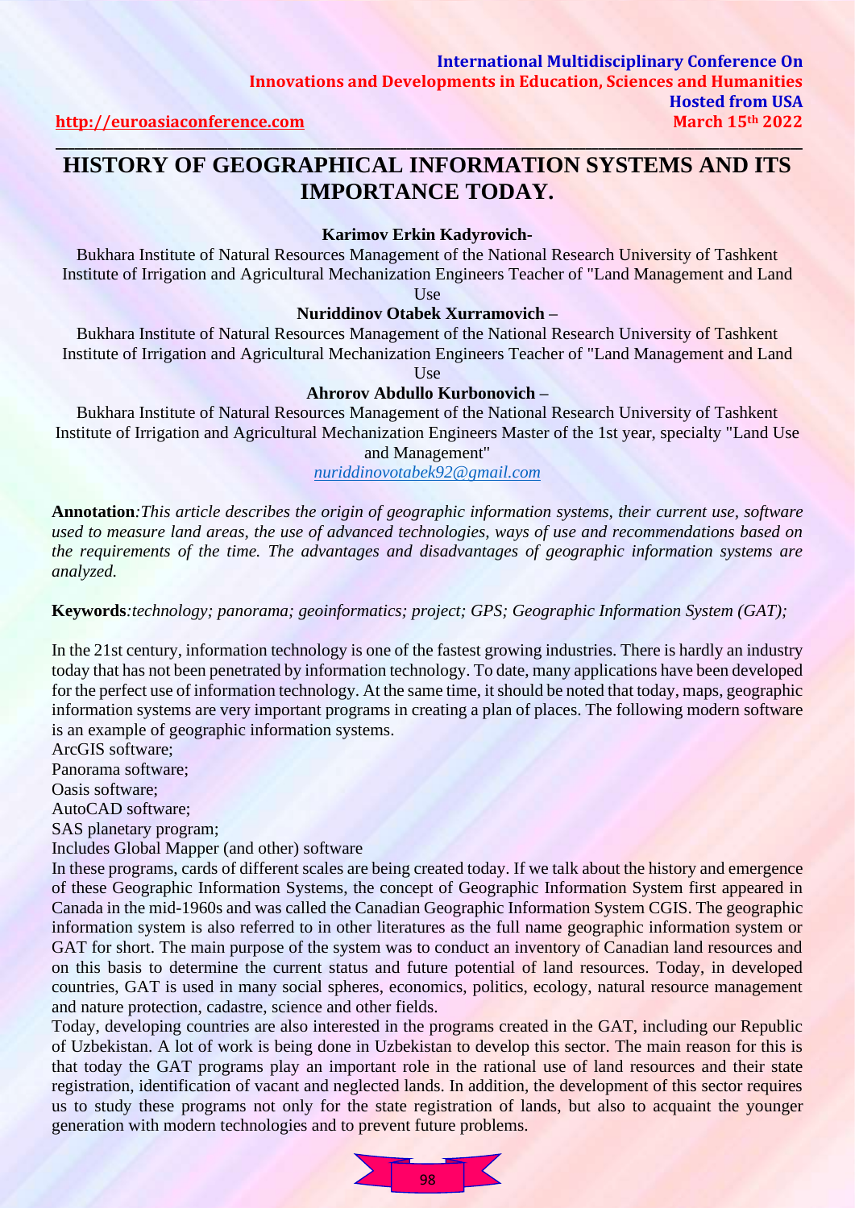# HISTORY OF GEOGRAPHICAL INFORMATION SYSTEMS AND ITS IMPORTANCE TODAY.

**Karimov Erkin Kadyrovich-**

Bukhara Institute of Natural Resources Management of the National Research University of Tashkent Institute of Irrigation and Agricultural Mechanization Engineers Teacher of "Land Management and Land Use

**Nuriddinov Otabek Xurramovich –**

Bukhara Institute of Natural Resources Management of the National Research University of Tashkent Institute of Irrigation and Agricultural Mechanization Engineers Teacher of "Land Management and Land Use

**Ahrorov Abdullo Kurbonovich –**

Bukhara Institute of Natural Resources Management of the National Research University of Tashkent Institute of Irrigation and Agricultural Mechanization Engineers Master of the 1st year, specialty "Land Use and Management"

*nuriddinovotabek92@gmail.com*

**Annotation***:This article describes the origin of geographic information systems, their current use, software used to measure land areas, the use of advanced technologies, ways of use and recommendations based on the requirements of the time. The advantages and disadvantages of geographic information systems are analyzed.*

**Keywords***:technology; panorama; geoinformatics; project; GPS; Geographic Information System (GAT);*

In the 21st century, information technology is one of the fastest growing industries. There is hardly an industry today that has not been penetrated by information technology. To date, many applications have been developed for the perfect use of information technology. At the same time, it should be noted that today, maps, geographic information systems are very important programs in creating a plan of places. The following modern software is an example of geographic information systems.

ArcGIS software;
Panorama software;
Oasis software;
AutoCAD software;
SAS planetary program;
Includes Global Mapper (and other) software

In these programs, cards of different scales are being created today. If we talk about the history and emergence of these Geographic Information Systems, the concept of Geographic Information System first appeared in Canada in the mid-1960s and was called the Canadian Geographic Information System CGIS. The geographic information system is also referred to in other literatures as the full name geographic information system or GAT for short. The main purpose of the system was to conduct an inventory of Canadian land resources and on this basis to determine the current status and future potential of land resources. Today, in developed countries, GAT is used in many social spheres, economics, politics, ecology, natural resource management and nature protection, cadastre, science and other fields.

Today, developing countries are also interested in the programs created in the GAT, including our Republic of Uzbekistan. A lot of work is being done in Uzbekistan to develop this sector. The main reason for this is that today the GAT programs play an important role in the rational use of land resources and their state registration, identification of vacant and neglected lands. In addition, the development of this sector requires us to study these programs not only for the state registration of lands, but also to acquaint the younger generation with modern technologies and to prevent future problems.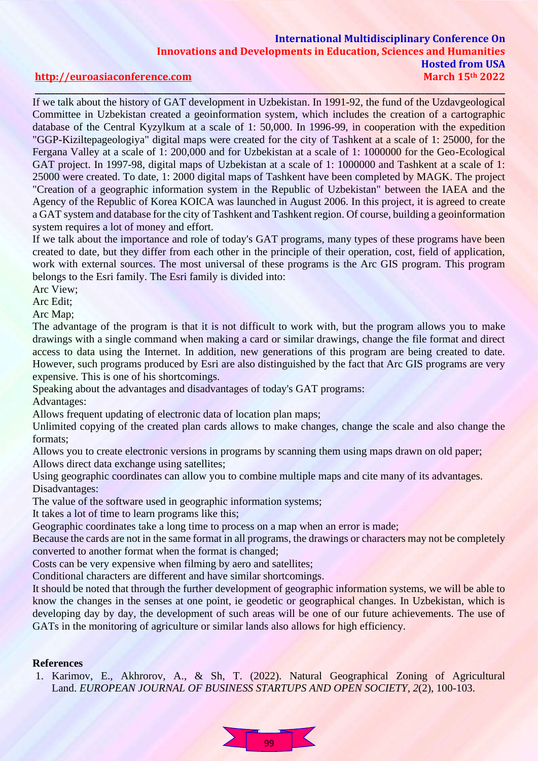If we talk about the history of GAT development in Uzbekistan. In 1991-92, the fund of the Uzdavgeological Committee in Uzbekistan created a geoinformation system, which includes the creation of a cartographic database of the Central Kyzylkum at a scale of 1: 50,000. In 1996-99, in cooperation with the expedition "GGP-Kiziltepageologiya" digital maps were created for the city of Tashkent at a scale of 1: 25000, for the Fergana Valley at a scale of 1: 200,000 and for Uzbekistan at a scale of 1: 1000000 for the Geo-Ecological GAT project. In 1997-98, digital maps of Uzbekistan at a scale of 1: 1000000 and Tashkent at a scale of 1: 25000 were created. To date, 1: 2000 digital maps of Tashkent have been completed by MAGK. The project "Creation of a geographic information system in the Republic of Uzbekistan" between the IAEA and the Agency of the Republic of Korea KOICA was launched in August 2006. In this project, it is agreed to create a GAT system and database for the city of Tashkent and Tashkent region. Of course, building a geoinformation system requires a lot of money and effort.

If we talk about the importance and role of today's GAT programs, many types of these programs have been created to date, but they differ from each other in the principle of their operation, cost, field of application, work with external sources. The most universal of these programs is the Arc GIS program. This program belongs to the Esri family. The Esri family is divided into:

Arc View;

Arc Edit;

Arc Map;

The advantage of the program is that it is not difficult to work with, but the program allows you to make drawings with a single command when making a card or similar drawings, change the file format and direct access to data using the Internet. In addition, new generations of this program are being created to date. However, such programs produced by Esri are also distinguished by the fact that Arc GIS programs are very expensive. This is one of his shortcomings.

Speaking about the advantages and disadvantages of today's GAT programs:

Advantages:

Allows frequent updating of electronic data of location plan maps;

Unlimited copying of the created plan cards allows to make changes, change the scale and also change the formats;

Allows you to create electronic versions in programs by scanning them using maps drawn on old paper;

Allows direct data exchange using satellites;

Using geographic coordinates can allow you to combine multiple maps and cite many of its advantages.

Disadvantages:

The value of the software used in geographic information systems;

It takes a lot of time to learn programs like this;

Geographic coordinates take a long time to process on a map when an error is made;

Because the cards are not in the same format in all programs, the drawings or characters may not be completely converted to another format when the format is changed;

Costs can be very expensive when filming by aero and satellites;

Conditional characters are different and have similar shortcomings.

It should be noted that through the further development of geographic information systems, we will be able to know the changes in the senses at one point, ie geodetic or geographical changes. In Uzbekistan, which is developing day by day, the development of such areas will be one of our future achievements. The use of GATs in the monitoring of agriculture or similar lands also allows for high efficiency.

**References**

1. Karimov, E., Akhrorov, A., & Sh, T. (2022). Natural Geographical Zoning of Agricultural Land. *EUROPEAN JOURNAL OF BUSINESS STARTUPS AND OPEN SOCIETY*, *2*(2), 100-103.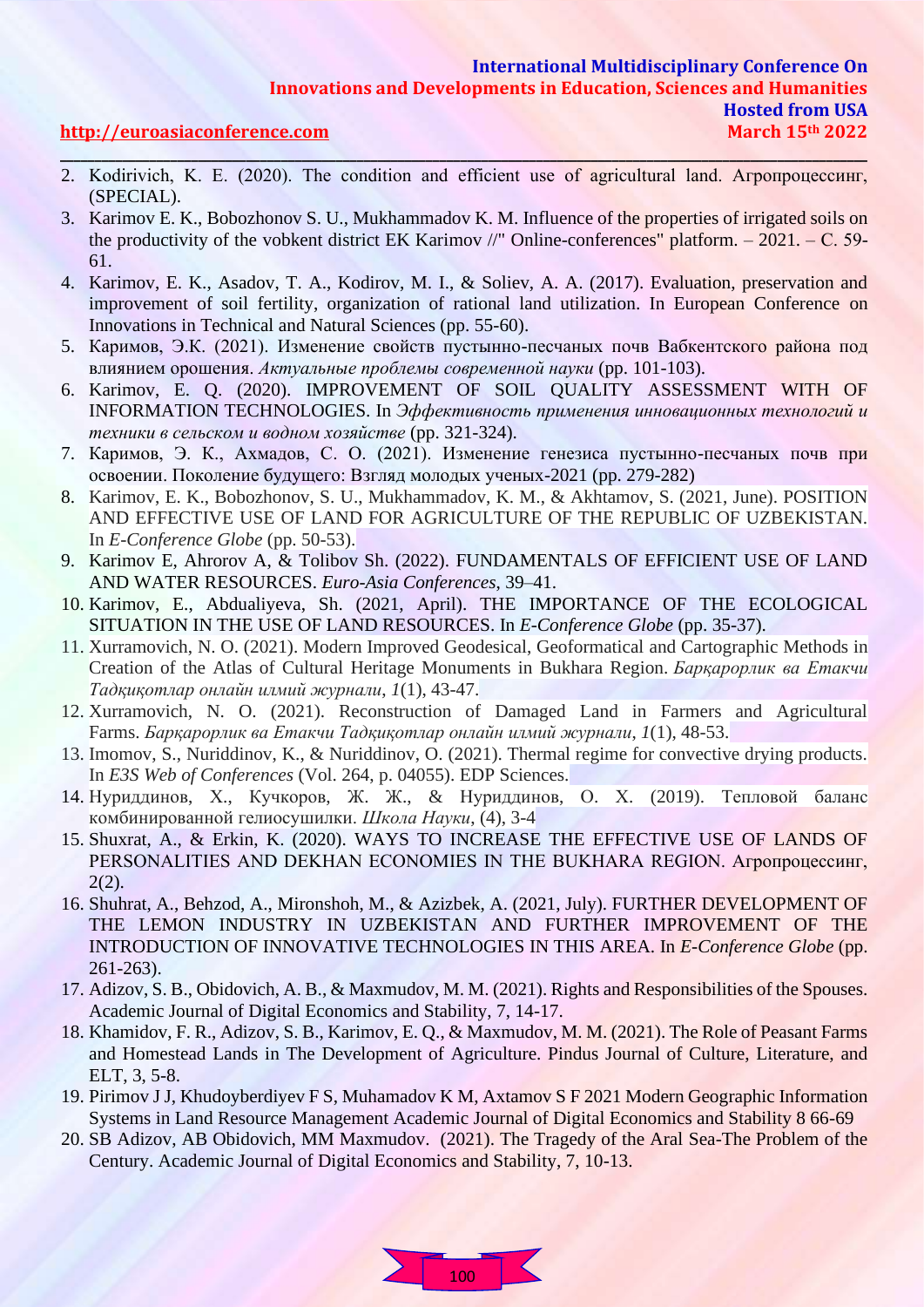2. Kodirivich, K. E. (2020). The condition and efficient use of agricultural land. Агропроцессинг, (SPECIAL).
3. Karimov E. K., Bobozhonov S. U., Mukhammadov K. M. Influence of the properties of irrigated soils on the productivity of the vobkent district EK Karimov //" Online-conferences" platform. – 2021. – С. 59-61.
4. Karimov, E. K., Asadov, T. A., Kodirov, M. I., & Soliev, A. A. (2017). Evaluation, preservation and improvement of soil fertility, organization of rational land utilization. In European Conference on Innovations in Technical and Natural Sciences (pp. 55-60).
5. Каримов, Э.К. (2021). Изменение свойств пустынно-песчаных почв Вабкентского района под влиянием орошения. *Актуальные проблемы современной науки* (pp. 101-103).
6. Karimov, E. Q. (2020). IMPROVEMENT OF SOIL QUALITY ASSESSMENT WITH OF INFORMATION TECHNOLOGIES. In *Эффективность применения инновационных технологий и техники в сельском и водном хозяйстве* (pp. 321-324).
7. Каримов, Э. К., Ахмадов, С. О. (2021). Изменение генезиса пустынно-песчаных почв при освоении. Поколение будущего: Взгляд молодых ученых-2021 (pp. 279-282)
8. Karimov, E. K., Bobozhonov, S. U., Mukhammadov, K. M., & Akhtamov, S. (2021, June). POSITION AND EFFECTIVE USE OF LAND FOR AGRICULTURE OF THE REPUBLIC OF UZBEKISTAN. In *E-Conference Globe* (pp. 50-53).
9. Karimov E, Ahrorov A, & Tolibov Sh. (2022). FUNDAMENTALS OF EFFICIENT USE OF LAND AND WATER RESOURCES. *Euro-Asia Conferences*, 39–41.
10. Karimov, E., Abdualiyeva, Sh. (2021, April). THE IMPORTANCE OF THE ECOLOGICAL SITUATION IN THE USE OF LAND RESOURCES. In *E-Conference Globe* (pp. 35-37).
11. Xurramovich, N. O. (2021). Modern Improved Geodesical, Geoformatical and Cartographic Methods in Creation of the Atlas of Cultural Heritage Monuments in Bukhara Region. *Барқарорлик ва Етакчи Тадқиқотлар онлайн илмий журнали*, *1*(1), 43-47.
12. Xurramovich, N. O. (2021). Reconstruction of Damaged Land in Farmers and Agricultural Farms. *Барқарорлик ва Етакчи Тадқиқотлар онлайн илмий журнали*, *1*(1), 48-53.
13. Imomov, S., Nuriddinov, K., & Nuriddinov, O. (2021). Thermal regime for convective drying products. In *E3S Web of Conferences* (Vol. 264, p. 04055). EDP Sciences.
14. Нуриддинов, Х., Кучкоров, Ж. Ж., & Нуриддинов, О. Х. (2019). Тепловой баланс комбинированной гелиосушилки. *Школа Науки*, (4), 3-4
15. Shuxrat, A., & Erkin, K. (2020). WAYS TO INCREASE THE EFFECTIVE USE OF LANDS OF PERSONALITIES AND DEKHAN ECONOMIES IN THE BUKHARA REGION. Агропроцессинг, 2(2).
16. Shuhrat, A., Behzod, A., Mironshoh, M., & Azizbek, A. (2021, July). FURTHER DEVELOPMENT OF THE LEMON INDUSTRY IN UZBEKISTAN AND FURTHER IMPROVEMENT OF THE INTRODUCTION OF INNOVATIVE TECHNOLOGIES IN THIS AREA. In *E-Conference Globe* (pp. 261-263).
17. Adizov, S. B., Obidovich, A. B., & Maxmudov, M. M. (2021). Rights and Responsibilities of the Spouses. Academic Journal of Digital Economics and Stability, 7, 14-17.
18. Khamidov, F. R., Adizov, S. B., Karimov, E. Q., & Maxmudov, M. M. (2021). The Role of Peasant Farms and Homestead Lands in The Development of Agriculture. Pindus Journal of Culture, Literature, and ELT, 3, 5-8.
19. Pirimov J J, Khudoyberdiyev F S, Muhamadov K M, Axtamov S F 2021 Modern Geographic Information Systems in Land Resource Management Academic Journal of Digital Economics and Stability 8 66-69
20. SB Adizov, AB Obidovich, MM Maxmudov. (2021). The Tragedy of the Aral Sea-The Problem of the Century. Academic Journal of Digital Economics and Stability, 7, 10-13.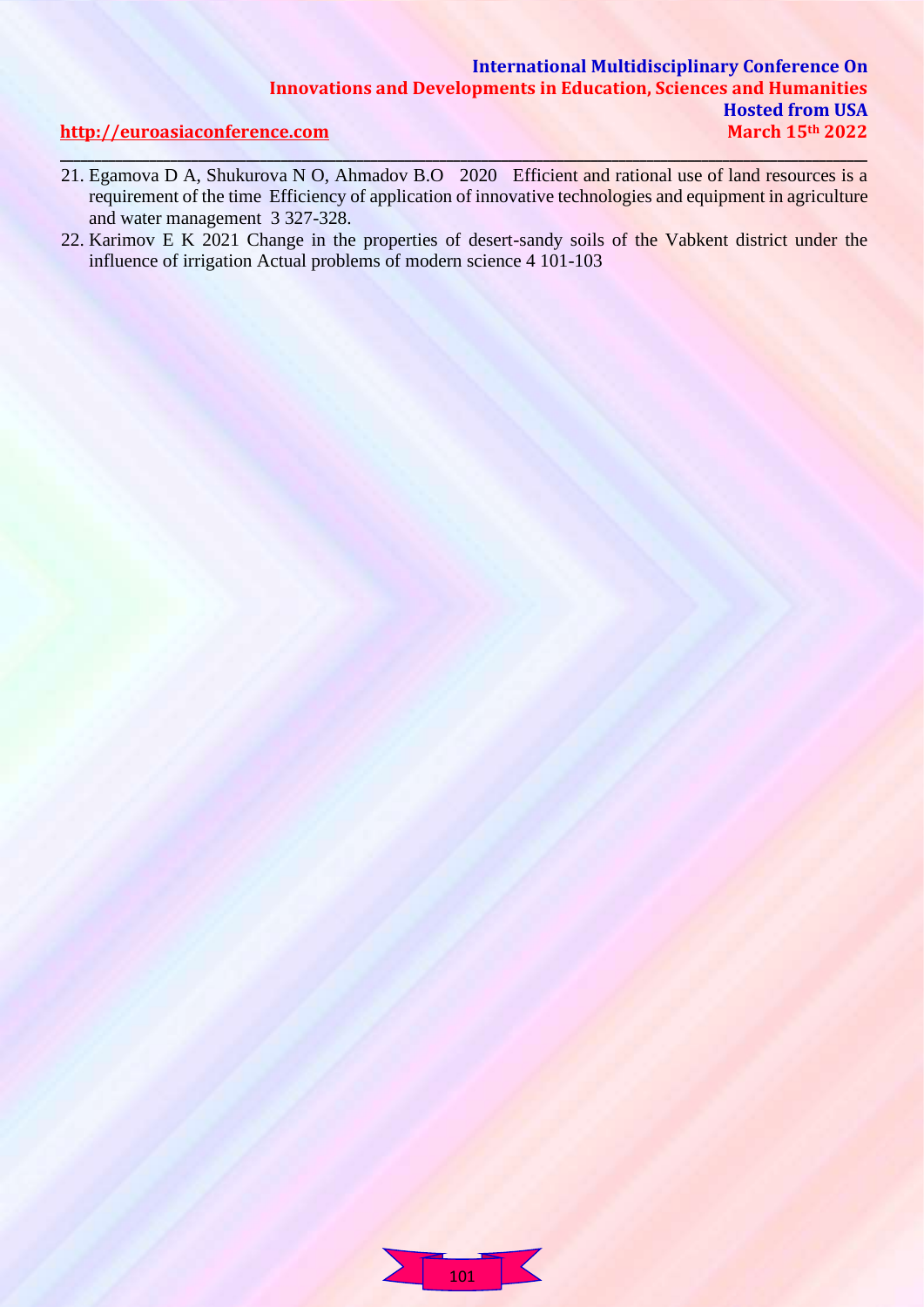21. Egamova D A, Shukurova N O, Ahmadov B.O 2020 Efficient and rational use of land resources is a requirement of the time Efficiency of application of innovative technologies and equipment in agriculture and water management 3 327-328.
22. Karimov E K 2021 Change in the properties of desert-sandy soils of the Vabkent district under the influence of irrigation Actual problems of modern science 4 101-103